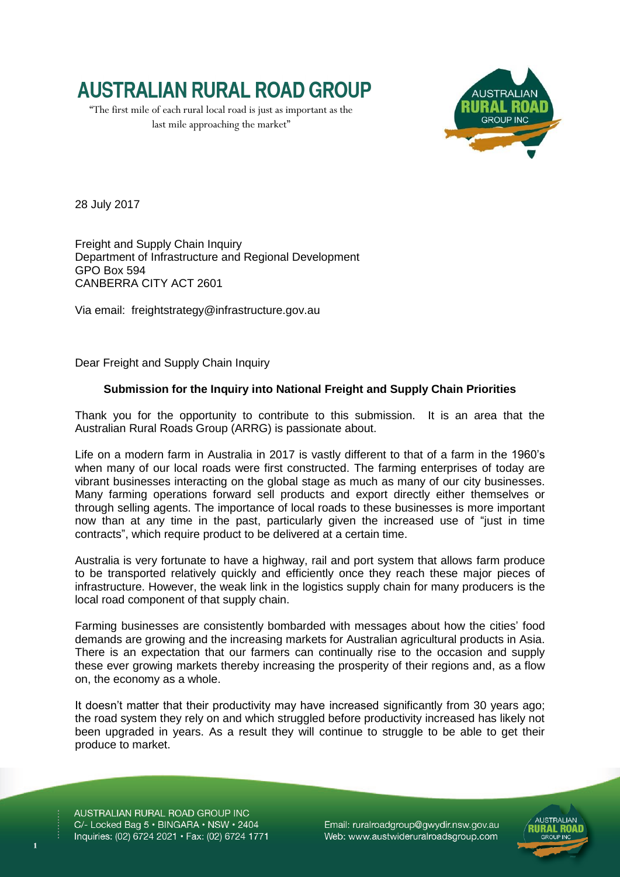# AUSTRALIAN RURAL ROAD GROUP

"The first mile of each rural local road is just as important as the last mile approaching the market"

28 July 2017

Freight and Supply Chain Inquiry
Department of Infrastructure and Regional Development
GPO Box 594
CANBERRA CITY ACT 2601

Via email: freightstrategy@infrastructure.gov.au

Dear Freight and Supply Chain Inquiry

**Submission for the Inquiry into National Freight and Supply Chain Priorities**

Thank you for the opportunity to contribute to this submission. It is an area that the Australian Rural Roads Group (ARRG) is passionate about.

Life on a modern farm in Australia in 2017 is vastly different to that of a farm in the 1960's when many of our local roads were first constructed. The farming enterprises of today are vibrant businesses interacting on the global stage as much as many of our city businesses. Many farming operations forward sell products and export directly either themselves or through selling agents. The importance of local roads to these businesses is more important now than at any time in the past, particularly given the increased use of "just in time contracts", which require product to be delivered at a certain time.

Australia is very fortunate to have a highway, rail and port system that allows farm produce to be transported relatively quickly and efficiently once they reach these major pieces of infrastructure. However, the weak link in the logistics supply chain for many producers is the local road component of that supply chain.

Farming businesses are consistently bombarded with messages about how the cities' food demands are growing and the increasing markets for Australian agricultural products in Asia. There is an expectation that our farmers can continually rise to the occasion and supply these ever growing markets thereby increasing the prosperity of their regions and, as a flow on, the economy as a whole.

It doesn't matter that their productivity may have increased significantly from 30 years ago; the road system they rely on and which struggled before productivity increased has likely not been upgraded in years. As a result they will continue to struggle to be able to get their produce to market.

AUSTRALIAN RURAL ROAD GROUP INC
C/- Locked Bag 5 • BINGARA • NSW • 2404
Inquiries: (02) 6724 2021 • Fax: (02) 6724 1771

Email: ruralroadgroup@gwydir.nsw.gov.au
Web: www.austwideruralroadsgroup.com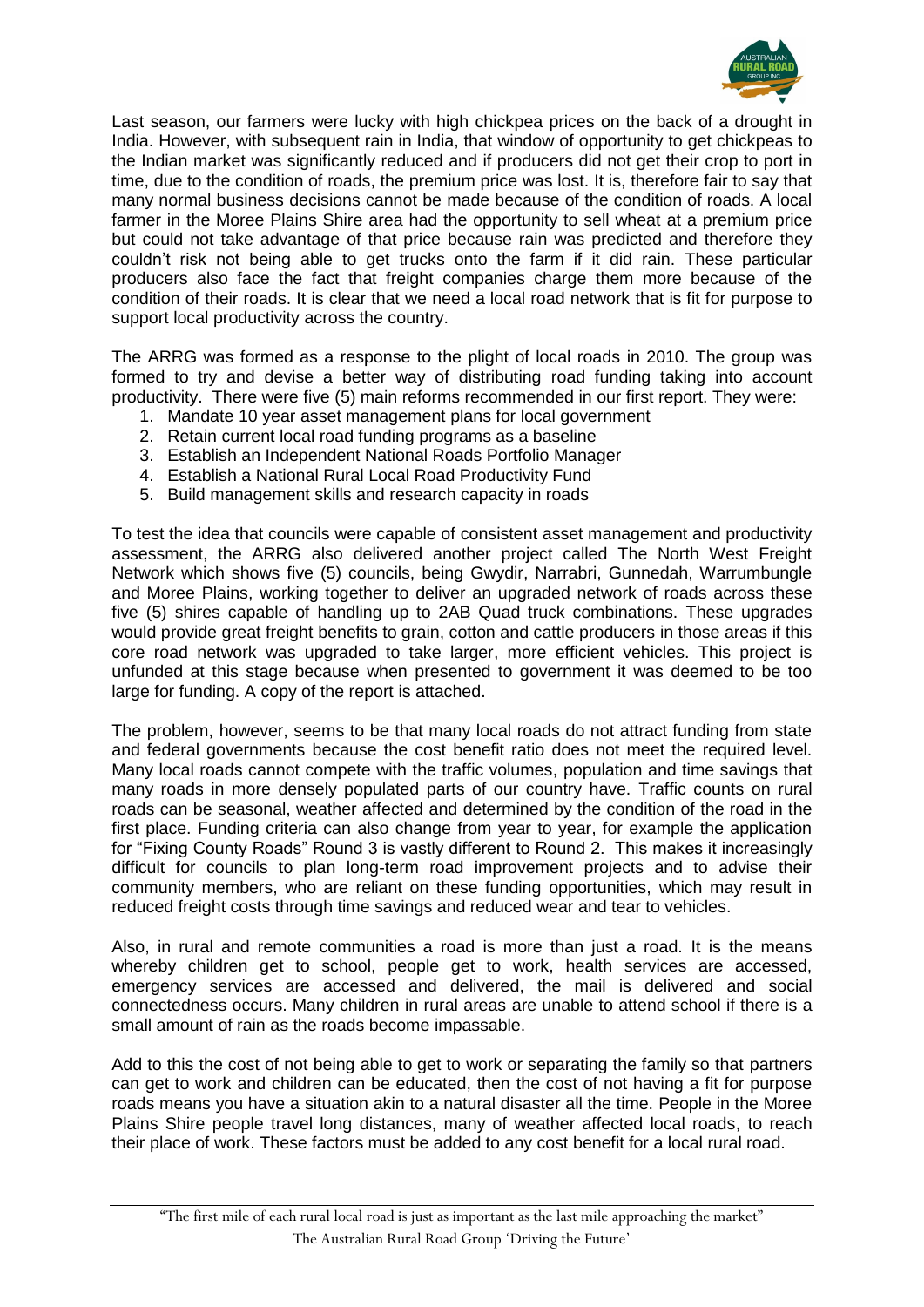Last season, our farmers were lucky with high chickpea prices on the back of a drought in India. However, with subsequent rain in India, that window of opportunity to get chickpeas to the Indian market was significantly reduced and if producers did not get their crop to port in time, due to the condition of roads, the premium price was lost. It is, therefore fair to say that many normal business decisions cannot be made because of the condition of roads. A local farmer in the Moree Plains Shire area had the opportunity to sell wheat at a premium price but could not take advantage of that price because rain was predicted and therefore they couldn't risk not being able to get trucks onto the farm if it did rain. These particular producers also face the fact that freight companies charge them more because of the condition of their roads. It is clear that we need a local road network that is fit for purpose to support local productivity across the country.

The ARRG was formed as a response to the plight of local roads in 2010. The group was formed to try and devise a better way of distributing road funding taking into account productivity. There were five (5) main reforms recommended in our first report. They were:

1. Mandate 10 year asset management plans for local government
2. Retain current local road funding programs as a baseline
3. Establish an Independent National Roads Portfolio Manager
4. Establish a National Rural Local Road Productivity Fund
5. Build management skills and research capacity in roads

To test the idea that councils were capable of consistent asset management and productivity assessment, the ARRG also delivered another project called The North West Freight Network which shows five (5) councils, being Gwydir, Narrabri, Gunnedah, Warrumbungle and Moree Plains, working together to deliver an upgraded network of roads across these five (5) shires capable of handling up to 2AB Quad truck combinations. These upgrades would provide great freight benefits to grain, cotton and cattle producers in those areas if this core road network was upgraded to take larger, more efficient vehicles. This project is unfunded at this stage because when presented to government it was deemed to be too large for funding. A copy of the report is attached.

The problem, however, seems to be that many local roads do not attract funding from state and federal governments because the cost benefit ratio does not meet the required level. Many local roads cannot compete with the traffic volumes, population and time savings that many roads in more densely populated parts of our country have. Traffic counts on rural roads can be seasonal, weather affected and determined by the condition of the road in the first place. Funding criteria can also change from year to year, for example the application for "Fixing County Roads" Round 3 is vastly different to Round 2. This makes it increasingly difficult for councils to plan long-term road improvement projects and to advise their community members, who are reliant on these funding opportunities, which may result in reduced freight costs through time savings and reduced wear and tear to vehicles.

Also, in rural and remote communities a road is more than just a road. It is the means whereby children get to school, people get to work, health services are accessed, emergency services are accessed and delivered, the mail is delivered and social connectedness occurs. Many children in rural areas are unable to attend school if there is a small amount of rain as the roads become impassable.

Add to this the cost of not being able to get to work or separating the family so that partners can get to work and children can be educated, then the cost of not having a fit for purpose roads means you have a situation akin to a natural disaster all the time. People in the Moree Plains Shire people travel long distances, many of weather affected local roads, to reach their place of work. These factors must be added to any cost benefit for a local rural road.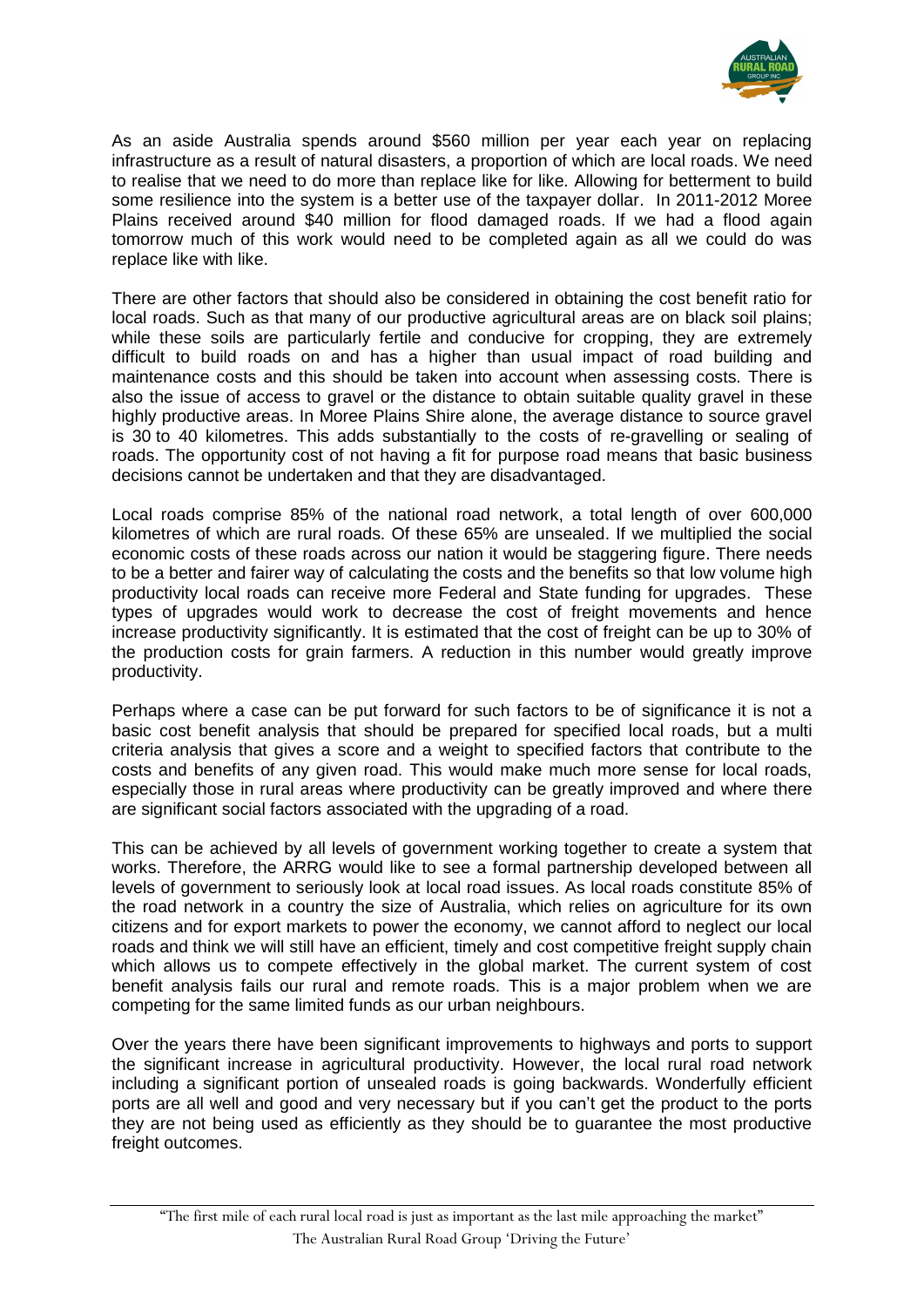As an aside Australia spends around $560 million per year each year on replacing infrastructure as a result of natural disasters, a proportion of which are local roads. We need to realise that we need to do more than replace like for like. Allowing for betterment to build some resilience into the system is a better use of the taxpayer dollar. In 2011-2012 Moree Plains received around $40 million for flood damaged roads. If we had a flood again tomorrow much of this work would need to be completed again as all we could do was replace like with like.

There are other factors that should also be considered in obtaining the cost benefit ratio for local roads. Such as that many of our productive agricultural areas are on black soil plains; while these soils are particularly fertile and conducive for cropping, they are extremely difficult to build roads on and has a higher than usual impact of road building and maintenance costs and this should be taken into account when assessing costs. There is also the issue of access to gravel or the distance to obtain suitable quality gravel in these highly productive areas. In Moree Plains Shire alone, the average distance to source gravel is 30 to 40 kilometres. This adds substantially to the costs of re-gravelling or sealing of roads. The opportunity cost of not having a fit for purpose road means that basic business decisions cannot be undertaken and that they are disadvantaged.

Local roads comprise 85% of the national road network, a total length of over 600,000 kilometres of which are rural roads. Of these 65% are unsealed. If we multiplied the social economic costs of these roads across our nation it would be staggering figure. There needs to be a better and fairer way of calculating the costs and the benefits so that low volume high productivity local roads can receive more Federal and State funding for upgrades. These types of upgrades would work to decrease the cost of freight movements and hence increase productivity significantly. It is estimated that the cost of freight can be up to 30% of the production costs for grain farmers. A reduction in this number would greatly improve productivity.

Perhaps where a case can be put forward for such factors to be of significance it is not a basic cost benefit analysis that should be prepared for specified local roads, but a multi criteria analysis that gives a score and a weight to specified factors that contribute to the costs and benefits of any given road. This would make much more sense for local roads, especially those in rural areas where productivity can be greatly improved and where there are significant social factors associated with the upgrading of a road.

This can be achieved by all levels of government working together to create a system that works. Therefore, the ARRG would like to see a formal partnership developed between all levels of government to seriously look at local road issues. As local roads constitute 85% of the road network in a country the size of Australia, which relies on agriculture for its own citizens and for export markets to power the economy, we cannot afford to neglect our local roads and think we will still have an efficient, timely and cost competitive freight supply chain which allows us to compete effectively in the global market. The current system of cost benefit analysis fails our rural and remote roads. This is a major problem when we are competing for the same limited funds as our urban neighbours.

Over the years there have been significant improvements to highways and ports to support the significant increase in agricultural productivity. However, the local rural road network including a significant portion of unsealed roads is going backwards. Wonderfully efficient ports are all well and good and very necessary but if you can't get the product to the ports they are not being used as efficiently as they should be to guarantee the most productive freight outcomes.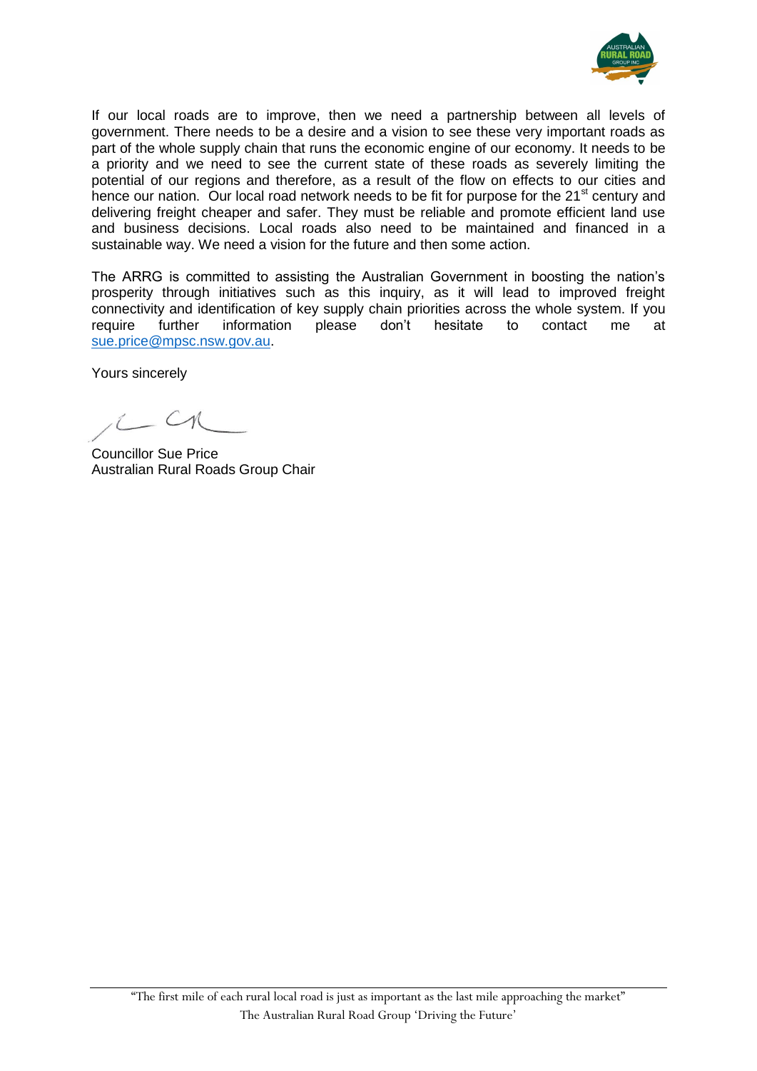If our local roads are to improve, then we need a partnership between all levels of government. There needs to be a desire and a vision to see these very important roads as part of the whole supply chain that runs the economic engine of our economy. It needs to be a priority and we need to see the current state of these roads as severely limiting the potential of our regions and therefore, as a result of the flow on effects to our cities and hence our nation. Our local road network needs to be fit for purpose for the 21st century and delivering freight cheaper and safer. They must be reliable and promote efficient land use and business decisions. Local roads also need to be maintained and financed in a sustainable way. We need a vision for the future and then some action.

The ARRG is committed to assisting the Australian Government in boosting the nation's prosperity through initiatives such as this inquiry, as it will lead to improved freight connectivity and identification of key supply chain priorities across the whole system. If you require further information please don't hesitate to contact me at sue.price@mpsc.nsw.gov.au.

Yours sincerely

Councillor Sue Price
Australian Rural Roads Group Chair